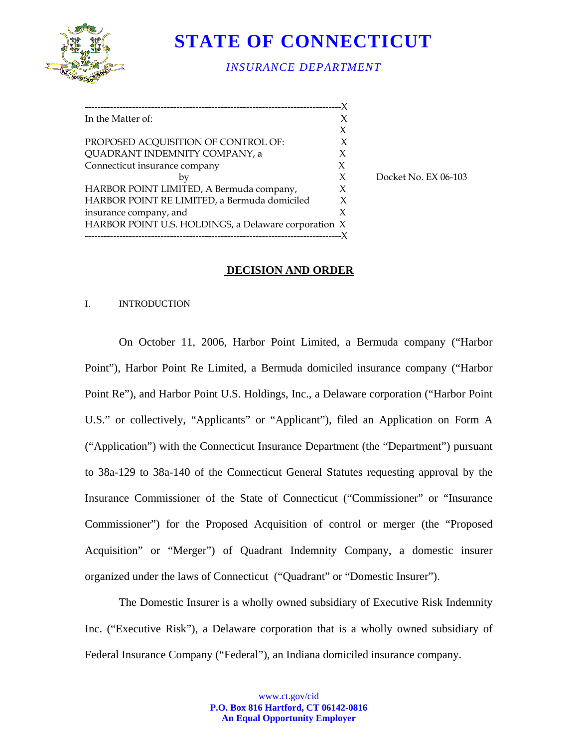# STATE OF CONNECTICUT

*INSURANCE DEPARTMENT*

| | |
|---|---|
| In the Matter of: | |
| | |
| PROPOSED ACQUISITION OF CONTROL OF: QUADRANT INDEMNITY COMPANY, a Connecticut insurance company | |
| by | Docket No. EX 06-103 |
| HARBOR POINT LIMITED, A Bermuda company, HARBOR POINT RE LIMITED, a Bermuda domiciled insurance company, and HARBOR POINT U.S. HOLDINGS, a Delaware corporation | |

## DECISION AND ORDER

I. INTRODUCTION

On October 11, 2006, Harbor Point Limited, a Bermuda company ("Harbor Point"), Harbor Point Re Limited, a Bermuda domiciled insurance company ("Harbor Point Re"), and Harbor Point U.S. Holdings, Inc., a Delaware corporation ("Harbor Point U.S." or collectively, "Applicants" or "Applicant"), filed an Application on Form A ("Application") with the Connecticut Insurance Department (the "Department") pursuant to 38a-129 to 38a-140 of the Connecticut General Statutes requesting approval by the Insurance Commissioner of the State of Connecticut ("Commissioner" or "Insurance Commissioner") for the Proposed Acquisition of control or merger (the "Proposed Acquisition" or "Merger") of Quadrant Indemnity Company, a domestic insurer organized under the laws of Connecticut ("Quadrant" or "Domestic Insurer").

The Domestic Insurer is a wholly owned subsidiary of Executive Risk Indemnity Inc. ("Executive Risk"), a Delaware corporation that is a wholly owned subsidiary of Federal Insurance Company ("Federal"), an Indiana domiciled insurance company.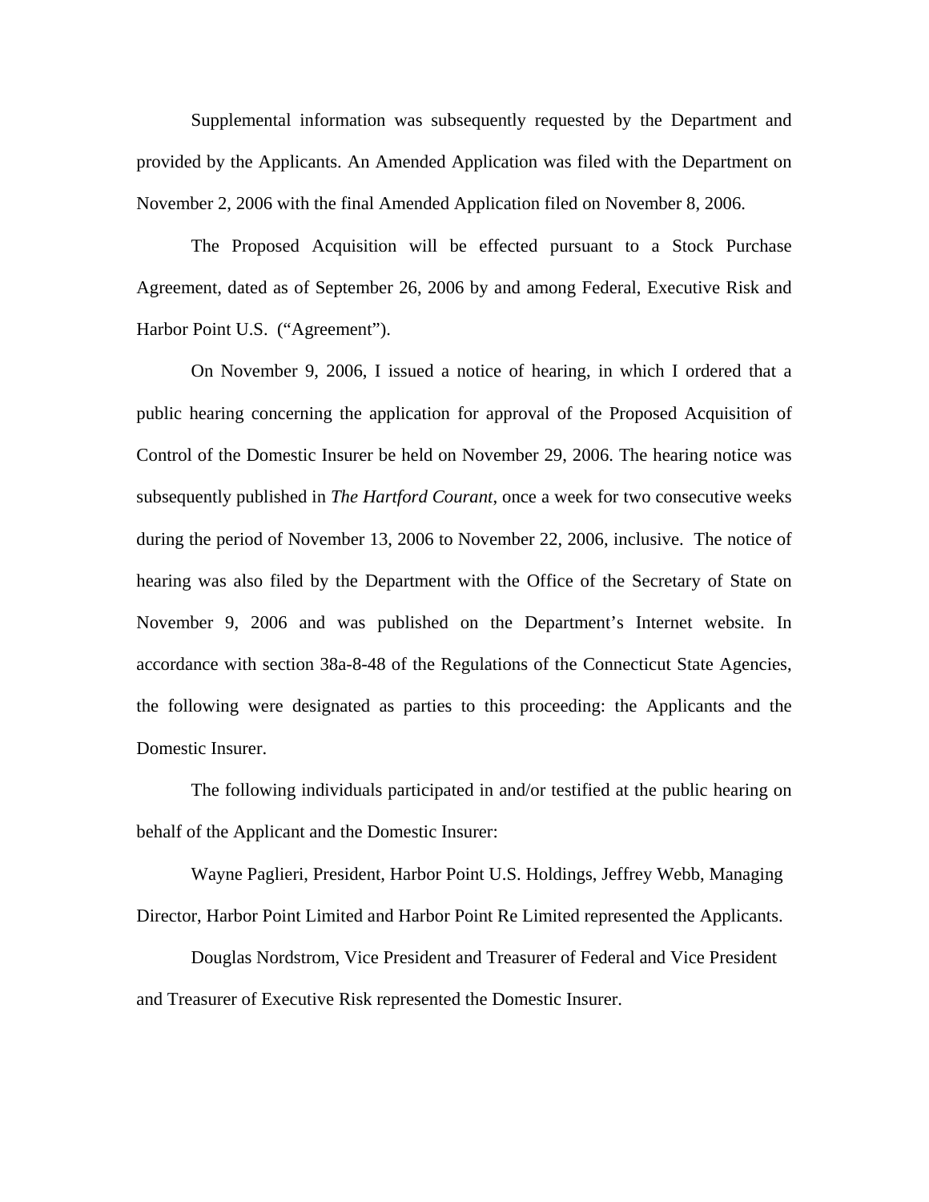Supplemental information was subsequently requested by the Department and provided by the Applicants. An Amended Application was filed with the Department on November 2, 2006 with the final Amended Application filed on November 8, 2006.

The Proposed Acquisition will be effected pursuant to a Stock Purchase Agreement, dated as of September 26, 2006 by and among Federal, Executive Risk and Harbor Point U.S. ("Agreement").

On November 9, 2006, I issued a notice of hearing, in which I ordered that a public hearing concerning the application for approval of the Proposed Acquisition of Control of the Domestic Insurer be held on November 29, 2006. The hearing notice was subsequently published in *The Hartford Courant*, once a week for two consecutive weeks during the period of November 13, 2006 to November 22, 2006, inclusive. The notice of hearing was also filed by the Department with the Office of the Secretary of State on November 9, 2006 and was published on the Department's Internet website. In accordance with section 38a-8-48 of the Regulations of the Connecticut State Agencies, the following were designated as parties to this proceeding: the Applicants and the Domestic Insurer.

The following individuals participated in and/or testified at the public hearing on behalf of the Applicant and the Domestic Insurer:

Wayne Paglieri, President, Harbor Point U.S. Holdings, Jeffrey Webb, Managing Director, Harbor Point Limited and Harbor Point Re Limited represented the Applicants.

Douglas Nordstrom, Vice President and Treasurer of Federal and Vice President and Treasurer of Executive Risk represented the Domestic Insurer.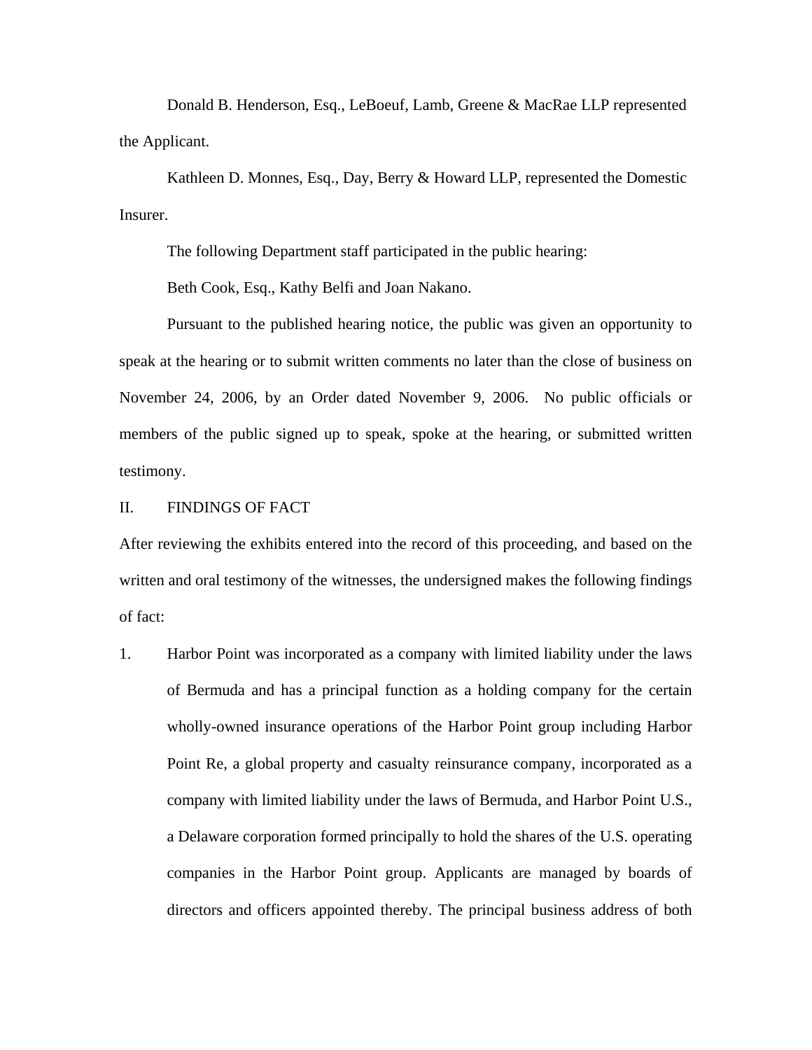Donald B. Henderson, Esq., LeBoeuf, Lamb, Greene & MacRae LLP represented the Applicant.

Kathleen D. Monnes, Esq., Day, Berry & Howard LLP, represented the Domestic Insurer.

The following Department staff participated in the public hearing:

Beth Cook, Esq., Kathy Belfi and Joan Nakano.

Pursuant to the published hearing notice, the public was given an opportunity to speak at the hearing or to submit written comments no later than the close of business on November 24, 2006, by an Order dated November 9, 2006. No public officials or members of the public signed up to speak, spoke at the hearing, or submitted written testimony.

## II. FINDINGS OF FACT

After reviewing the exhibits entered into the record of this proceeding, and based on the written and oral testimony of the witnesses, the undersigned makes the following findings of fact:

1. Harbor Point was incorporated as a company with limited liability under the laws of Bermuda and has a principal function as a holding company for the certain wholly-owned insurance operations of the Harbor Point group including Harbor Point Re, a global property and casualty reinsurance company, incorporated as a company with limited liability under the laws of Bermuda, and Harbor Point U.S., a Delaware corporation formed principally to hold the shares of the U.S. operating companies in the Harbor Point group. Applicants are managed by boards of directors and officers appointed thereby. The principal business address of both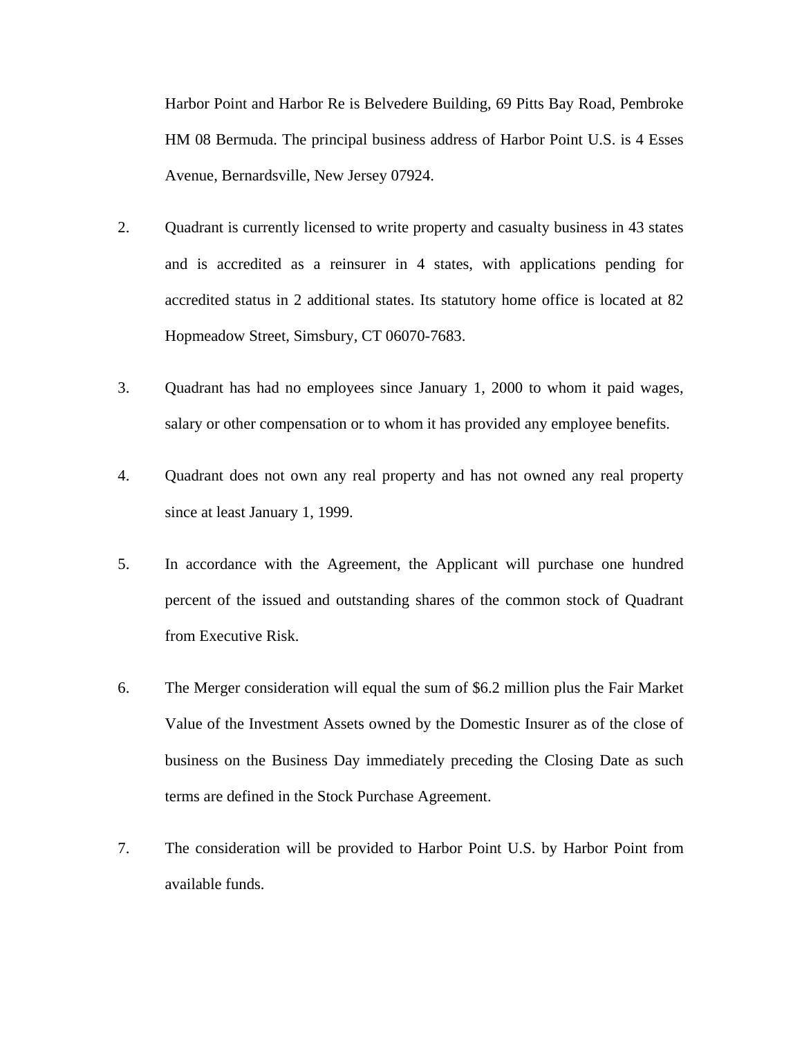Harbor Point and Harbor Re is Belvedere Building, 69 Pitts Bay Road, Pembroke HM 08 Bermuda. The principal business address of Harbor Point U.S. is 4 Esses Avenue, Bernardsville, New Jersey 07924.

2. Quadrant is currently licensed to write property and casualty business in 43 states and is accredited as a reinsurer in 4 states, with applications pending for accredited status in 2 additional states. Its statutory home office is located at 82 Hopmeadow Street, Simsbury, CT 06070-7683.

3. Quadrant has had no employees since January 1, 2000 to whom it paid wages, salary or other compensation or to whom it has provided any employee benefits.

4. Quadrant does not own any real property and has not owned any real property since at least January 1, 1999.

5. In accordance with the Agreement, the Applicant will purchase one hundred percent of the issued and outstanding shares of the common stock of Quadrant from Executive Risk.

6. The Merger consideration will equal the sum of $6.2 million plus the Fair Market Value of the Investment Assets owned by the Domestic Insurer as of the close of business on the Business Day immediately preceding the Closing Date as such terms are defined in the Stock Purchase Agreement.

7. The consideration will be provided to Harbor Point U.S. by Harbor Point from available funds.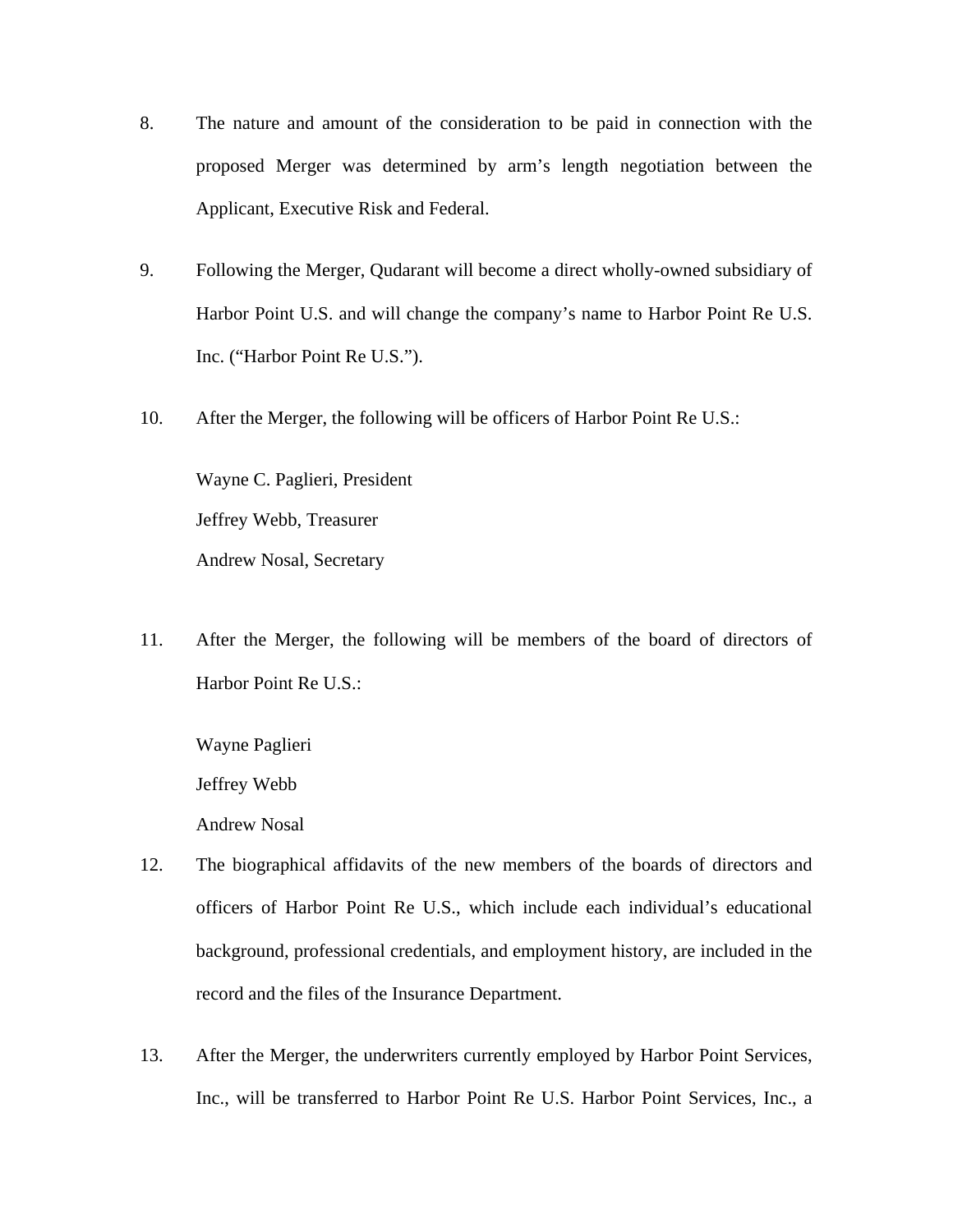8. The nature and amount of the consideration to be paid in connection with the proposed Merger was determined by arm's length negotiation between the Applicant, Executive Risk and Federal.

9. Following the Merger, Qudarant will become a direct wholly-owned subsidiary of Harbor Point U.S. and will change the company's name to Harbor Point Re U.S. Inc. ("Harbor Point Re U.S.").

10. After the Merger, the following will be officers of Harbor Point Re U.S.:

    Wayne C. Paglieri, President
    Jeffrey Webb, Treasurer
    Andrew Nosal, Secretary

11. After the Merger, the following will be members of the board of directors of Harbor Point Re U.S.:

    Wayne Paglieri
    Jeffrey Webb
    Andrew Nosal

12. The biographical affidavits of the new members of the boards of directors and officers of Harbor Point Re U.S., which include each individual's educational background, professional credentials, and employment history, are included in the record and the files of the Insurance Department.

13. After the Merger, the underwriters currently employed by Harbor Point Services, Inc., will be transferred to Harbor Point Re U.S. Harbor Point Services, Inc., a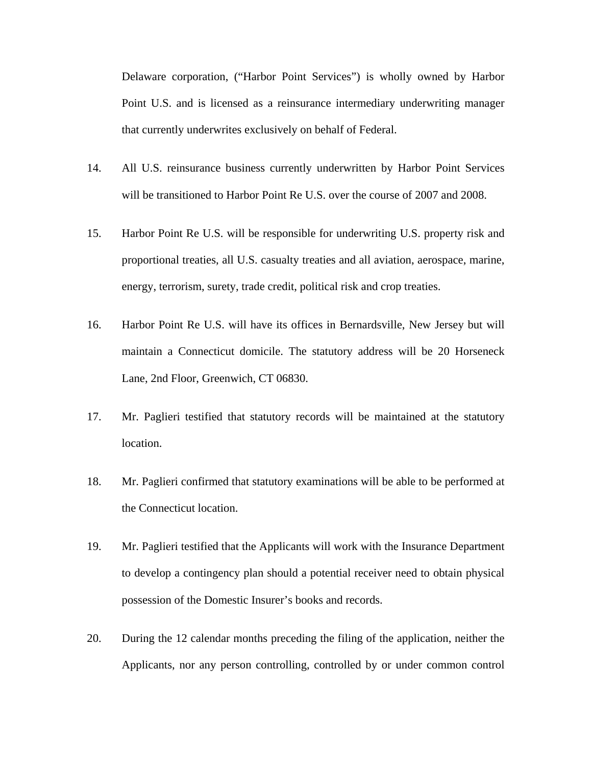Delaware corporation, ("Harbor Point Services") is wholly owned by Harbor Point U.S. and is licensed as a reinsurance intermediary underwriting manager that currently underwrites exclusively on behalf of Federal.

14. All U.S. reinsurance business currently underwritten by Harbor Point Services will be transitioned to Harbor Point Re U.S. over the course of 2007 and 2008.

15. Harbor Point Re U.S. will be responsible for underwriting U.S. property risk and proportional treaties, all U.S. casualty treaties and all aviation, aerospace, marine, energy, terrorism, surety, trade credit, political risk and crop treaties.

16. Harbor Point Re U.S. will have its offices in Bernardsville, New Jersey but will maintain a Connecticut domicile. The statutory address will be 20 Horseneck Lane, 2nd Floor, Greenwich, CT 06830.

17. Mr. Paglieri testified that statutory records will be maintained at the statutory location.

18. Mr. Paglieri confirmed that statutory examinations will be able to be performed at the Connecticut location.

19. Mr. Paglieri testified that the Applicants will work with the Insurance Department to develop a contingency plan should a potential receiver need to obtain physical possession of the Domestic Insurer's books and records.

20. During the 12 calendar months preceding the filing of the application, neither the Applicants, nor any person controlling, controlled by or under common control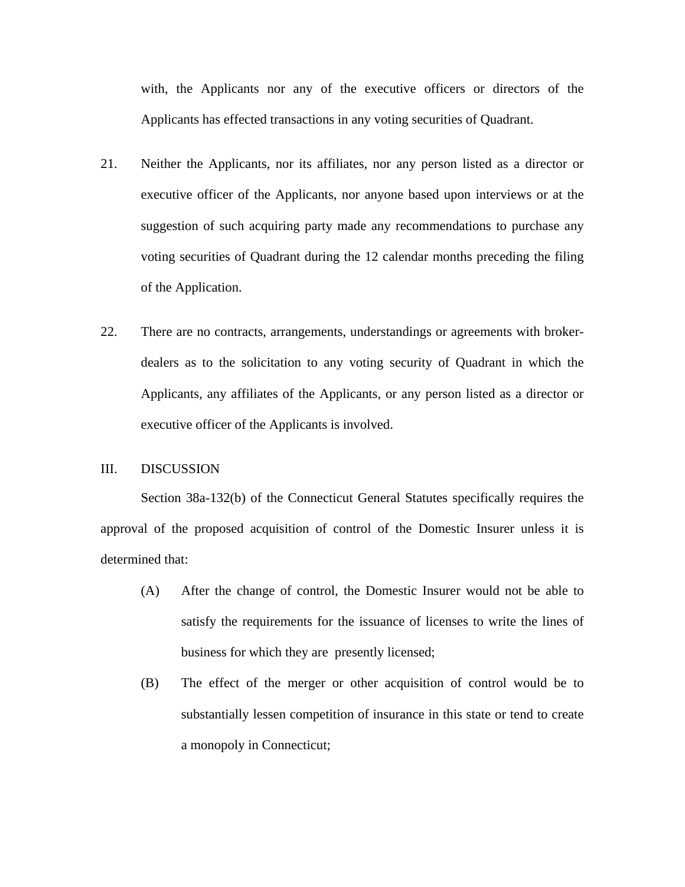with, the Applicants nor any of the executive officers or directors of the Applicants has effected transactions in any voting securities of Quadrant.

21. Neither the Applicants, nor its affiliates, nor any person listed as a director or executive officer of the Applicants, nor anyone based upon interviews or at the suggestion of such acquiring party made any recommendations to purchase any voting securities of Quadrant during the 12 calendar months preceding the filing of the Application.

22. There are no contracts, arrangements, understandings or agreements with broker-dealers as to the solicitation to any voting security of Quadrant in which the Applicants, any affiliates of the Applicants, or any person listed as a director or executive officer of the Applicants is involved.

## III. DISCUSSION

Section 38a-132(b) of the Connecticut General Statutes specifically requires the approval of the proposed acquisition of control of the Domestic Insurer unless it is determined that:

(A) After the change of control, the Domestic Insurer would not be able to satisfy the requirements for the issuance of licenses to write the lines of business for which they are presently licensed;

(B) The effect of the merger or other acquisition of control would be to substantially lessen competition of insurance in this state or tend to create a monopoly in Connecticut;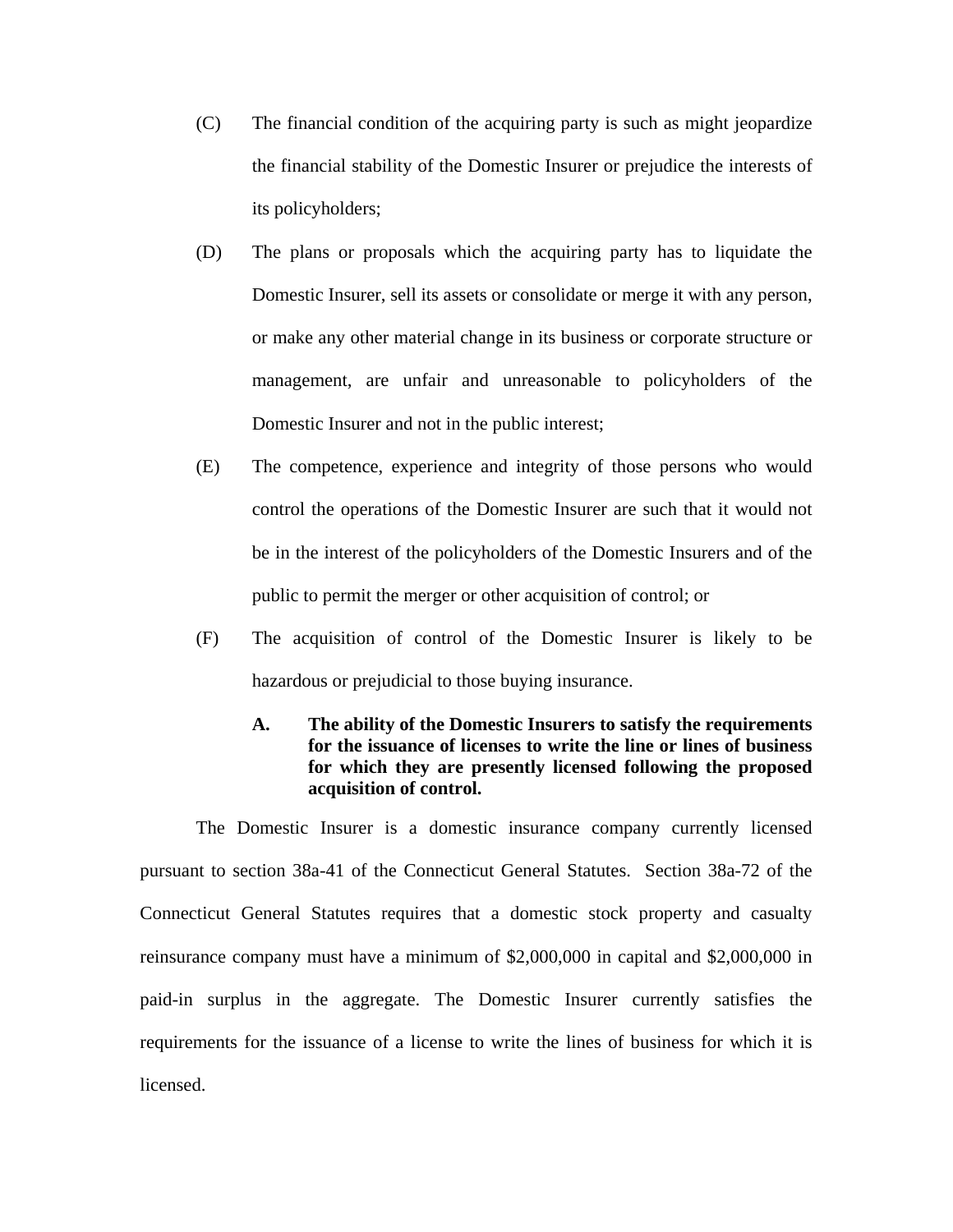(C) The financial condition of the acquiring party is such as might jeopardize the financial stability of the Domestic Insurer or prejudice the interests of its policyholders;

(D) The plans or proposals which the acquiring party has to liquidate the Domestic Insurer, sell its assets or consolidate or merge it with any person, or make any other material change in its business or corporate structure or management, are unfair and unreasonable to policyholders of the Domestic Insurer and not in the public interest;

(E) The competence, experience and integrity of those persons who would control the operations of the Domestic Insurer are such that it would not be in the interest of the policyholders of the Domestic Insurers and of the public to permit the merger or other acquisition of control; or

(F) The acquisition of control of the Domestic Insurer is likely to be hazardous or prejudicial to those buying insurance.

**A. The ability of the Domestic Insurers to satisfy the requirements for the issuance of licenses to write the line or lines of business for which they are presently licensed following the proposed acquisition of control.**

The Domestic Insurer is a domestic insurance company currently licensed pursuant to section 38a-41 of the Connecticut General Statutes. Section 38a-72 of the Connecticut General Statutes requires that a domestic stock property and casualty reinsurance company must have a minimum of $2,000,000 in capital and $2,000,000 in paid-in surplus in the aggregate. The Domestic Insurer currently satisfies the requirements for the issuance of a license to write the lines of business for which it is licensed.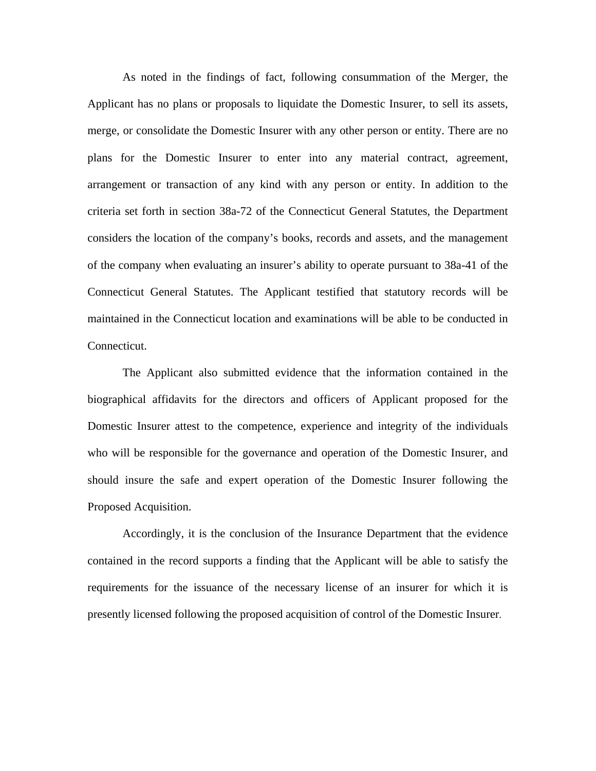As noted in the findings of fact, following consummation of the Merger, the Applicant has no plans or proposals to liquidate the Domestic Insurer, to sell its assets, merge, or consolidate the Domestic Insurer with any other person or entity. There are no plans for the Domestic Insurer to enter into any material contract, agreement, arrangement or transaction of any kind with any person or entity. In addition to the criteria set forth in section 38a-72 of the Connecticut General Statutes, the Department considers the location of the company's books, records and assets, and the management of the company when evaluating an insurer's ability to operate pursuant to 38a-41 of the Connecticut General Statutes. The Applicant testified that statutory records will be maintained in the Connecticut location and examinations will be able to be conducted in Connecticut.

The Applicant also submitted evidence that the information contained in the biographical affidavits for the directors and officers of Applicant proposed for the Domestic Insurer attest to the competence, experience and integrity of the individuals who will be responsible for the governance and operation of the Domestic Insurer, and should insure the safe and expert operation of the Domestic Insurer following the Proposed Acquisition.

Accordingly, it is the conclusion of the Insurance Department that the evidence contained in the record supports a finding that the Applicant will be able to satisfy the requirements for the issuance of the necessary license of an insurer for which it is presently licensed following the proposed acquisition of control of the Domestic Insurer.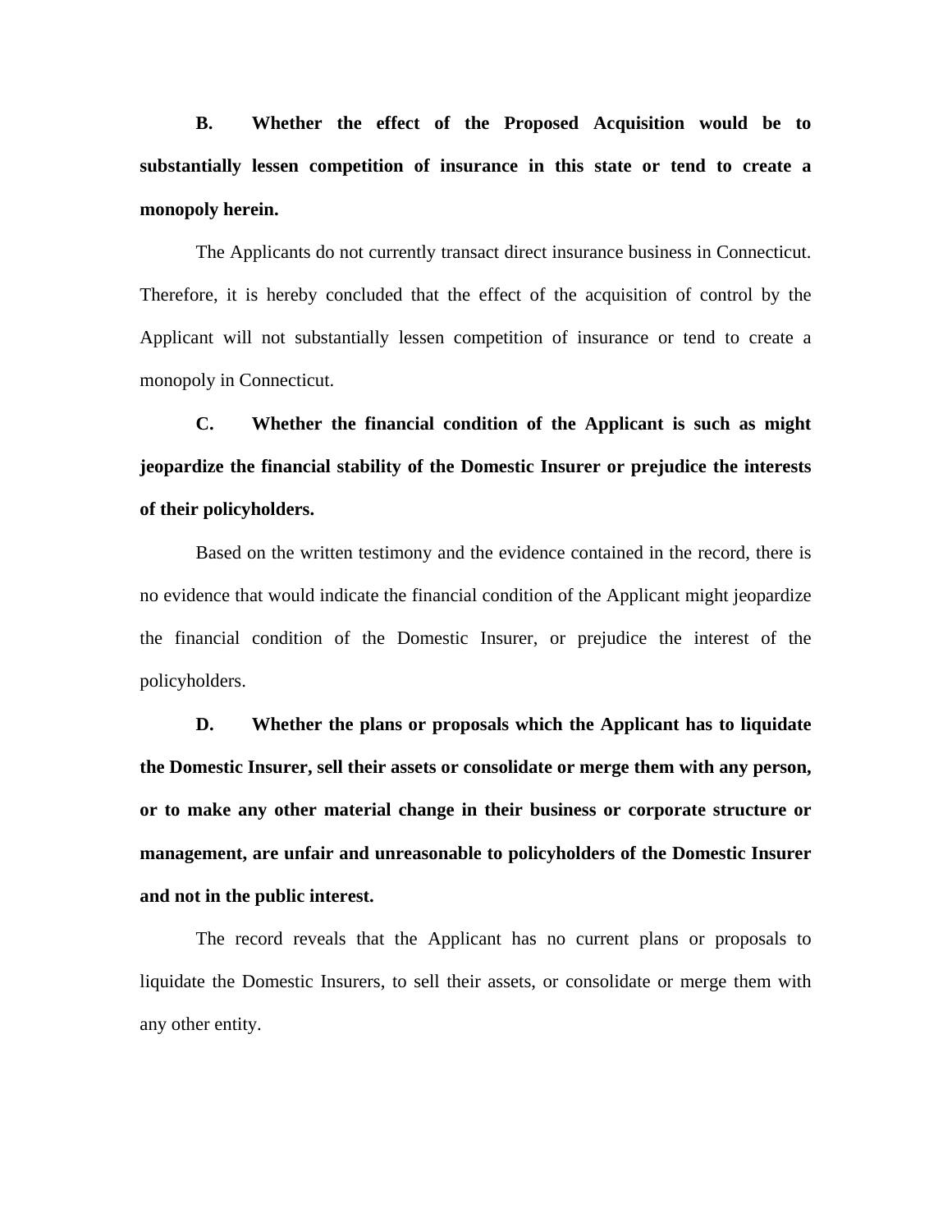**B. Whether the effect of the Proposed Acquisition would be to substantially lessen competition of insurance in this state or tend to create a monopoly herein.**

The Applicants do not currently transact direct insurance business in Connecticut. Therefore, it is hereby concluded that the effect of the acquisition of control by the Applicant will not substantially lessen competition of insurance or tend to create a monopoly in Connecticut.

**C. Whether the financial condition of the Applicant is such as might jeopardize the financial stability of the Domestic Insurer or prejudice the interests of their policyholders.**

Based on the written testimony and the evidence contained in the record, there is no evidence that would indicate the financial condition of the Applicant might jeopardize the financial condition of the Domestic Insurer, or prejudice the interest of the policyholders.

**D. Whether the plans or proposals which the Applicant has to liquidate the Domestic Insurer, sell their assets or consolidate or merge them with any person, or to make any other material change in their business or corporate structure or management, are unfair and unreasonable to policyholders of the Domestic Insurer and not in the public interest.**

The record reveals that the Applicant has no current plans or proposals to liquidate the Domestic Insurers, to sell their assets, or consolidate or merge them with any other entity.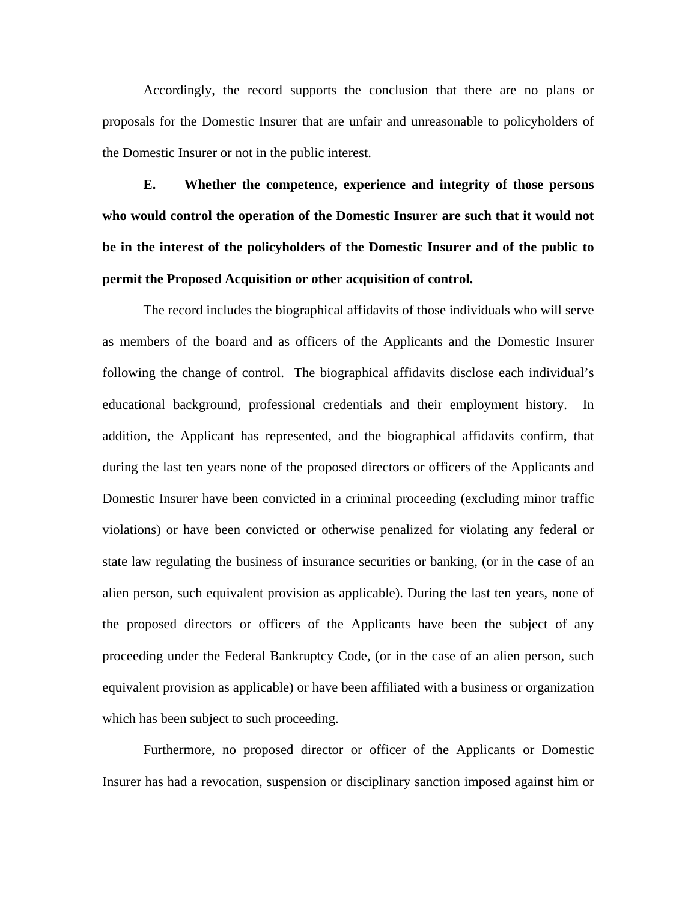Accordingly, the record supports the conclusion that there are no plans or proposals for the Domestic Insurer that are unfair and unreasonable to policyholders of the Domestic Insurer or not in the public interest.

**E. Whether the competence, experience and integrity of those persons who would control the operation of the Domestic Insurer are such that it would not be in the interest of the policyholders of the Domestic Insurer and of the public to permit the Proposed Acquisition or other acquisition of control.**

The record includes the biographical affidavits of those individuals who will serve as members of the board and as officers of the Applicants and the Domestic Insurer following the change of control. The biographical affidavits disclose each individual's educational background, professional credentials and their employment history. In addition, the Applicant has represented, and the biographical affidavits confirm, that during the last ten years none of the proposed directors or officers of the Applicants and Domestic Insurer have been convicted in a criminal proceeding (excluding minor traffic violations) or have been convicted or otherwise penalized for violating any federal or state law regulating the business of insurance securities or banking, (or in the case of an alien person, such equivalent provision as applicable). During the last ten years, none of the proposed directors or officers of the Applicants have been the subject of any proceeding under the Federal Bankruptcy Code, (or in the case of an alien person, such equivalent provision as applicable) or have been affiliated with a business or organization which has been subject to such proceeding.

Furthermore, no proposed director or officer of the Applicants or Domestic Insurer has had a revocation, suspension or disciplinary sanction imposed against him or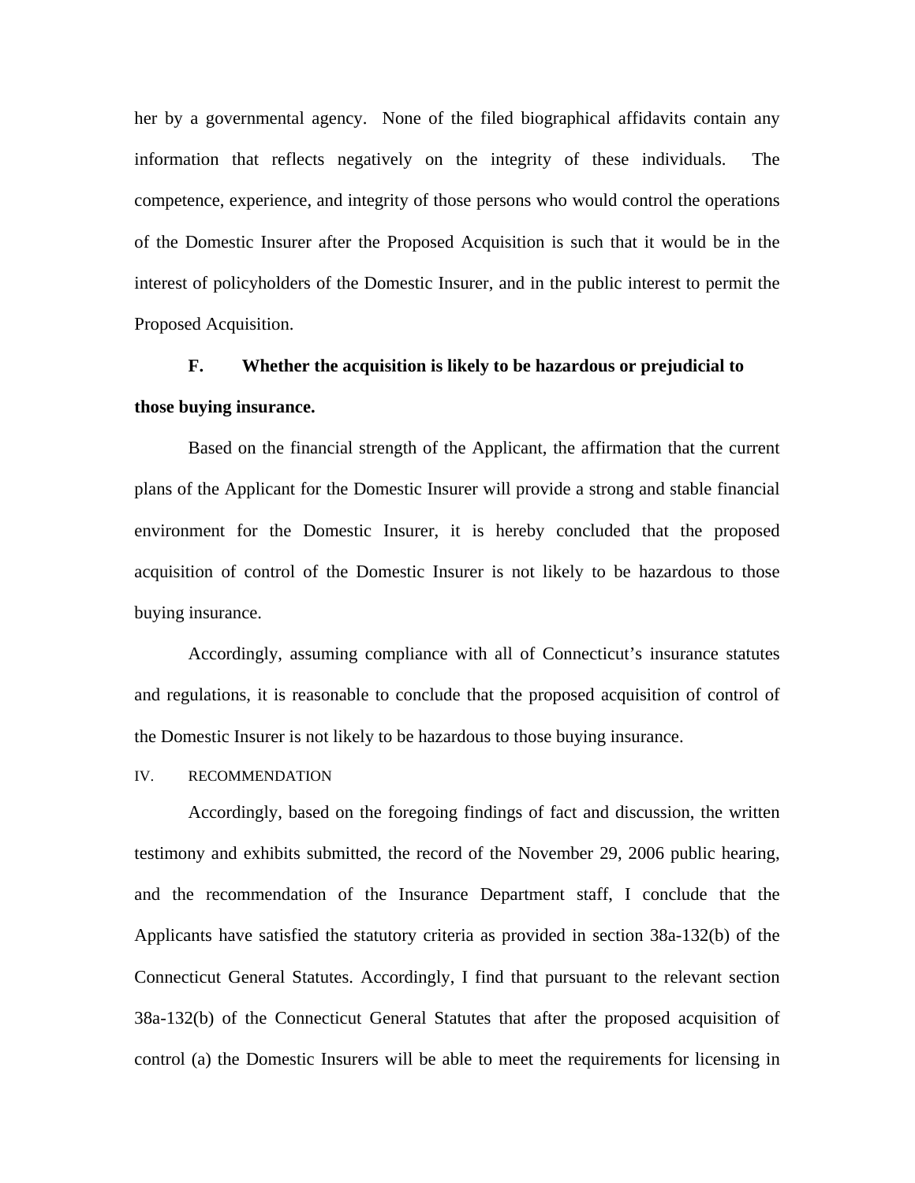her by a governmental agency. None of the filed biographical affidavits contain any information that reflects negatively on the integrity of these individuals. The competence, experience, and integrity of those persons who would control the operations of the Domestic Insurer after the Proposed Acquisition is such that it would be in the interest of policyholders of the Domestic Insurer, and in the public interest to permit the Proposed Acquisition.

**F. Whether the acquisition is likely to be hazardous or prejudicial to those buying insurance.**

Based on the financial strength of the Applicant, the affirmation that the current plans of the Applicant for the Domestic Insurer will provide a strong and stable financial environment for the Domestic Insurer, it is hereby concluded that the proposed acquisition of control of the Domestic Insurer is not likely to be hazardous to those buying insurance.

Accordingly, assuming compliance with all of Connecticut's insurance statutes and regulations, it is reasonable to conclude that the proposed acquisition of control of the Domestic Insurer is not likely to be hazardous to those buying insurance.

IV. RECOMMENDATION

Accordingly, based on the foregoing findings of fact and discussion, the written testimony and exhibits submitted, the record of the November 29, 2006 public hearing, and the recommendation of the Insurance Department staff, I conclude that the Applicants have satisfied the statutory criteria as provided in section 38a-132(b) of the Connecticut General Statutes. Accordingly, I find that pursuant to the relevant section 38a-132(b) of the Connecticut General Statutes that after the proposed acquisition of control (a) the Domestic Insurers will be able to meet the requirements for licensing in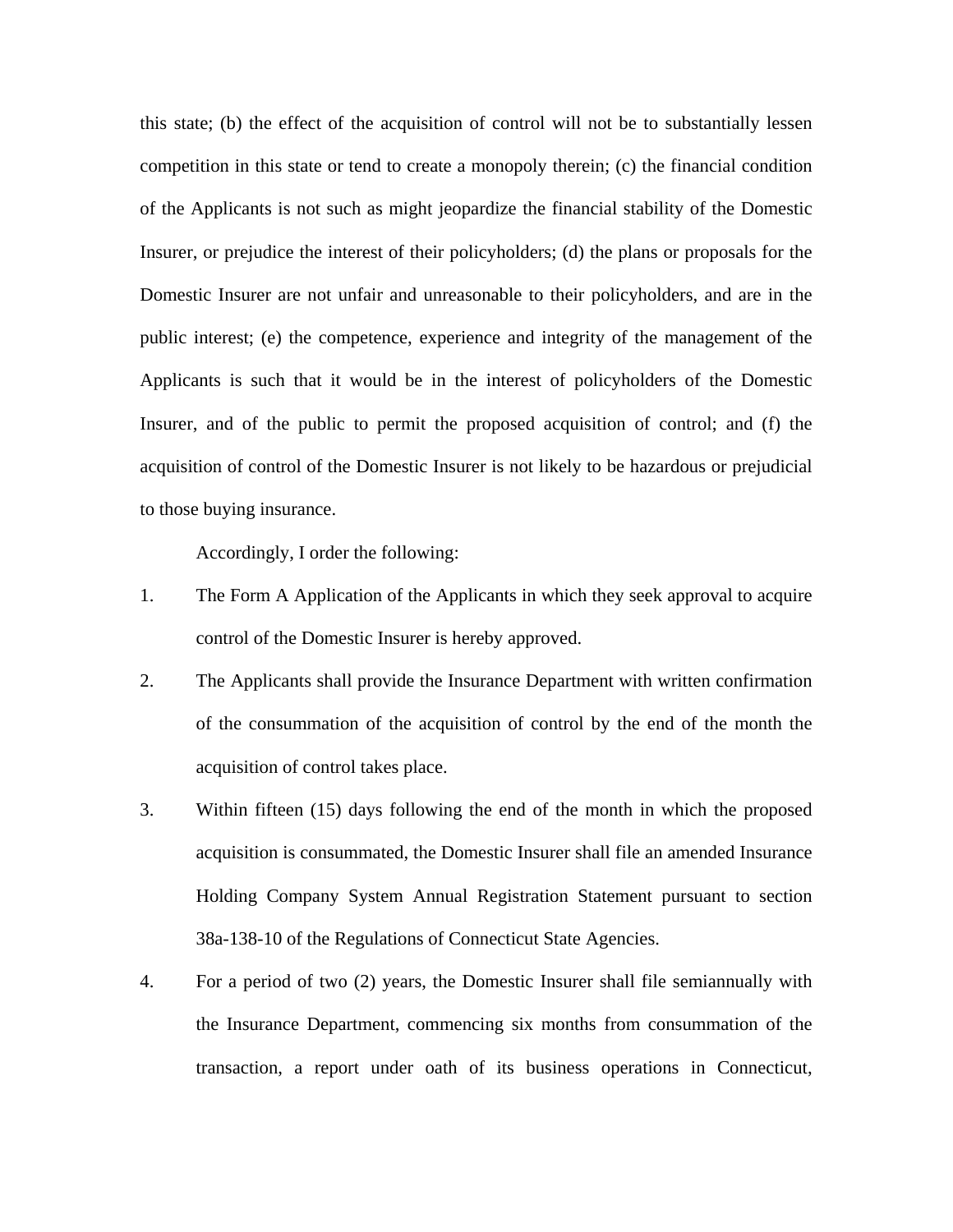this state; (b) the effect of the acquisition of control will not be to substantially lessen competition in this state or tend to create a monopoly therein; (c) the financial condition of the Applicants is not such as might jeopardize the financial stability of the Domestic Insurer, or prejudice the interest of their policyholders; (d) the plans or proposals for the Domestic Insurer are not unfair and unreasonable to their policyholders, and are in the public interest; (e) the competence, experience and integrity of the management of the Applicants is such that it would be in the interest of policyholders of the Domestic Insurer, and of the public to permit the proposed acquisition of control; and (f) the acquisition of control of the Domestic Insurer is not likely to be hazardous or prejudicial to those buying insurance.

Accordingly, I order the following:

1. The Form A Application of the Applicants in which they seek approval to acquire control of the Domestic Insurer is hereby approved.

2. The Applicants shall provide the Insurance Department with written confirmation of the consummation of the acquisition of control by the end of the month the acquisition of control takes place.

3. Within fifteen (15) days following the end of the month in which the proposed acquisition is consummated, the Domestic Insurer shall file an amended Insurance Holding Company System Annual Registration Statement pursuant to section 38a-138-10 of the Regulations of Connecticut State Agencies.

4. For a period of two (2) years, the Domestic Insurer shall file semiannually with the Insurance Department, commencing six months from consummation of the transaction, a report under oath of its business operations in Connecticut,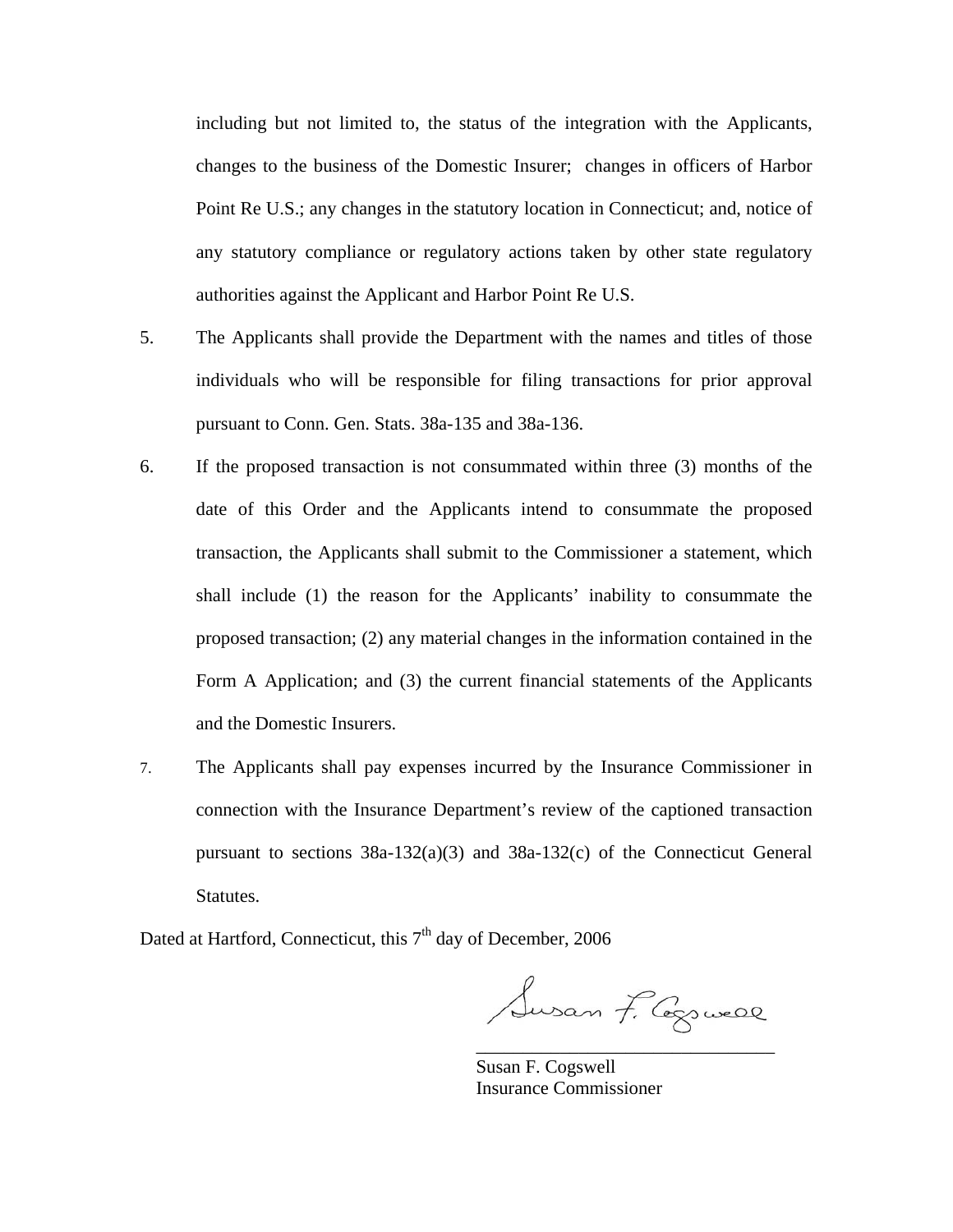including but not limited to, the status of the integration with the Applicants, changes to the business of the Domestic Insurer; changes in officers of Harbor Point Re U.S.; any changes in the statutory location in Connecticut; and, notice of any statutory compliance or regulatory actions taken by other state regulatory authorities against the Applicant and Harbor Point Re U.S.

5. The Applicants shall provide the Department with the names and titles of those individuals who will be responsible for filing transactions for prior approval pursuant to Conn. Gen. Stats. 38a-135 and 38a-136.

6. If the proposed transaction is not consummated within three (3) months of the date of this Order and the Applicants intend to consummate the proposed transaction, the Applicants shall submit to the Commissioner a statement, which shall include (1) the reason for the Applicants' inability to consummate the proposed transaction; (2) any material changes in the information contained in the Form A Application; and (3) the current financial statements of the Applicants and the Domestic Insurers.

7. The Applicants shall pay expenses incurred by the Insurance Commissioner in connection with the Insurance Department's review of the captioned transaction pursuant to sections 38a-132(a)(3) and 38a-132(c) of the Connecticut General Statutes.

Dated at Hartford, Connecticut, this 7th day of December, 2006

Susan F. Cogswell

Susan F. Cogswell
Insurance Commissioner